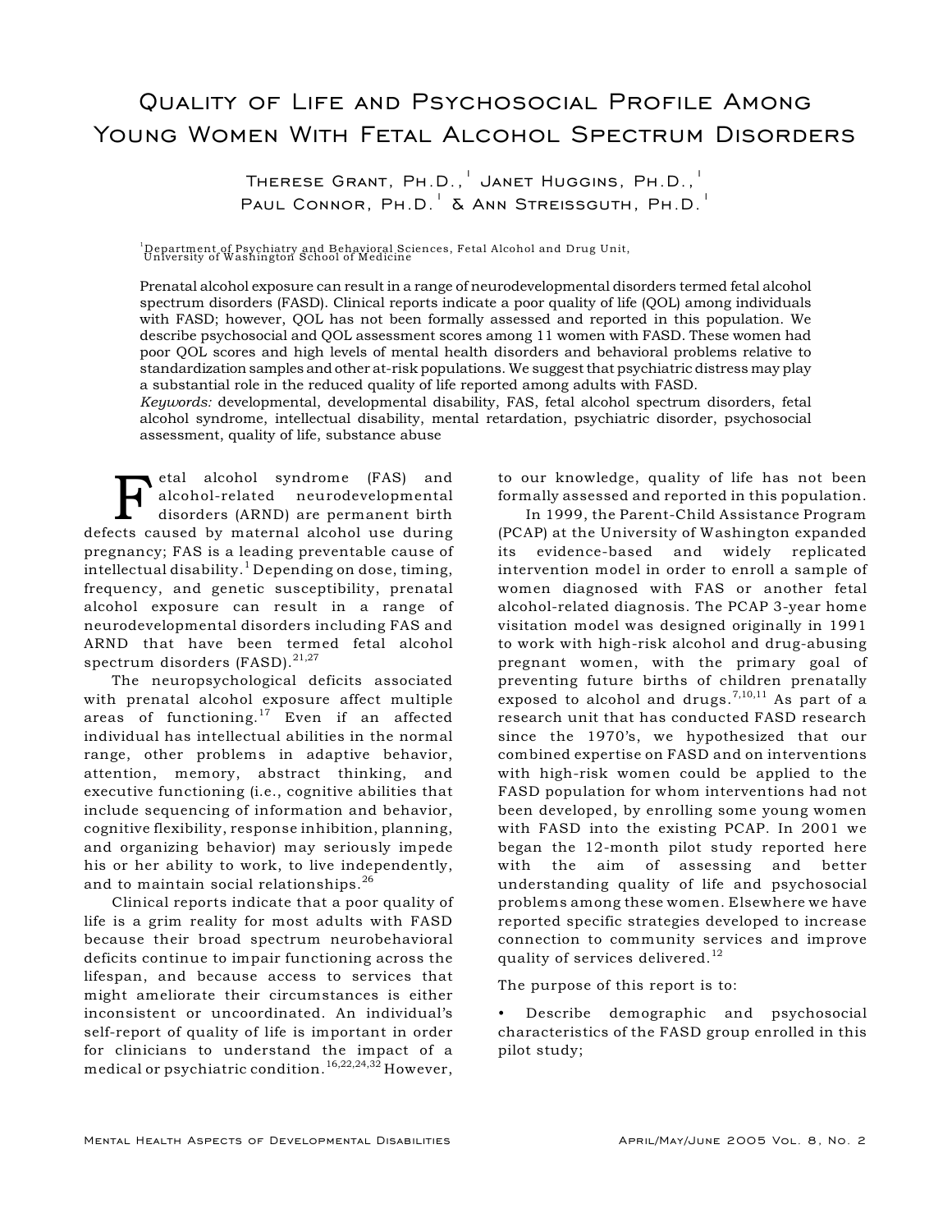# Quality of Life and Psychosocial Profile Among Young Women With Fetal Alcohol Spectrum Disorders

Therese Grant, Ph.D.,[1] Janet Huggins, Ph.D.,[1] Paul Connor, Ph.D.[1] & Ann Streissguth, Ph.D.[1]

[1]Department of Psychiatry and Behavioral Sciences, Fetal Alcohol and Drug Unit, University of Washington School of Medicine

Prenatal alcohol exposure can result in a range of neurodevelopmental disorders termed fetal alcohol spectrum disorders (FASD). Clinical reports indicate a poor quality of life (QOL) among individuals with FASD; however, QOL has not been formally assessed and reported in this population. We describe psychosocial and QOL assessment scores among 11 women with FASD. These women had poor QOL scores and high levels of mental health disorders and behavioral problems relative to standardization samples and other at-risk populations. We suggest that psychiatric distress may play a substantial role in the reduced quality of life reported among adults with FASD.

*Keywords:* developmental, developmental disability, FAS, fetal alcohol spectrum disorders, fetal alcohol syndrome, intellectual disability, mental retardation, psychiatric disorder, psychosocial assessment, quality of life, substance abuse

Fetal alcohol syndrome (FAS) and alcohol-related neurodevelopmental disorders (ARND) are permanent birth defects caused by maternal alcohol use during pregnancy; FAS is a leading preventable cause of intellectual disability.[1] Depending on dose, timing, frequency, and genetic susceptibility, prenatal alcohol exposure can result in a range of neurodevelopmental disorders including FAS and ARND that have been termed fetal alcohol spectrum disorders (FASD).[21,27]

The neuropsychological deficits associated with prenatal alcohol exposure affect multiple areas of functioning.[17] Even if an affected individual has intellectual abilities in the normal range, other problems in adaptive behavior, attention, memory, abstract thinking, and executive functioning (i.e., cognitive abilities that include sequencing of information and behavior, cognitive flexibility, response inhibition, planning, and organizing behavior) may seriously impede his or her ability to work, to live independently, and to maintain social relationships.[26]

Clinical reports indicate that a poor quality of life is a grim reality for most adults with FASD because their broad spectrum neurobehavioral deficits continue to impair functioning across the lifespan, and because access to services that might ameliorate their circumstances is either inconsistent or uncoordinated. An individual's self-report of quality of life is important in order for clinicians to understand the impact of a medical or psychiatric condition.[16,22,24,32] However, to our knowledge, quality of life has not been formally assessed and reported in this population.

In 1999, the Parent-Child Assistance Program (PCAP) at the University of Washington expanded its evidence-based and widely replicated intervention model in order to enroll a sample of women diagnosed with FAS or another fetal alcohol-related diagnosis. The PCAP 3-year home visitation model was designed originally in 1991 to work with high-risk alcohol and drug-abusing pregnant women, with the primary goal of preventing future births of children prenatally exposed to alcohol and drugs.[7,10,11] As part of a research unit that has conducted FASD research since the 1970's, we hypothesized that our combined expertise on FASD and on interventions with high-risk women could be applied to the FASD population for whom interventions had not been developed, by enrolling some young women with FASD into the existing PCAP. In 2001 we began the 12-month pilot study reported here with the aim of assessing and better understanding quality of life and psychosocial problems among these women. Elsewhere we have reported specific strategies developed to increase connection to community services and improve quality of services delivered.[12]

The purpose of this report is to:

- Describe demographic and psychosocial characteristics of the FASD group enrolled in this pilot study;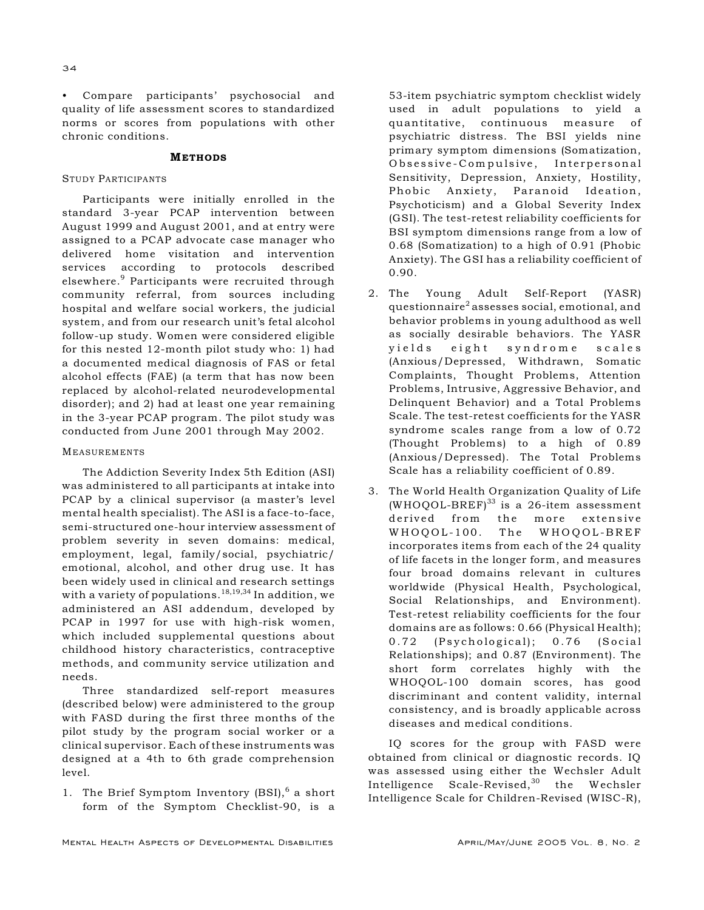- Compare participants' psychosocial and quality of life assessment scores to standardized norms or scores from populations with other chronic conditions.

## METHODS

### STUDY PARTICIPANTS

Participants were initially enrolled in the standard 3-year PCAP intervention between August 1999 and August 2001, and at entry were assigned to a PCAP advocate case manager who delivered home visitation and intervention services according to protocols described elsewhere.[9] Participants were recruited through community referral, from sources including hospital and welfare social workers, the judicial system, and from our research unit's fetal alcohol follow-up study. Women were considered eligible for this nested 12-month pilot study who: 1) had a documented medical diagnosis of FAS or fetal alcohol effects (FAE) (a term that has now been replaced by alcohol-related neurodevelopmental disorder); and 2) had at least one year remaining in the 3-year PCAP program. The pilot study was conducted from June 2001 through May 2002.

### MEASUREMENTS

The Addiction Severity Index 5th Edition (ASI) was administered to all participants at intake into PCAP by a clinical supervisor (a master's level mental health specialist). The ASI is a face-to-face, semi-structured one-hour interview assessment of problem severity in seven domains: medical, employment, legal, family/social, psychiatric/emotional, alcohol, and other drug use. It has been widely used in clinical and research settings with a variety of populations.[18,19,34] In addition, we administered an ASI addendum, developed by PCAP in 1997 for use with high-risk women, which included supplemental questions about childhood history characteristics, contraceptive methods, and community service utilization and needs.

Three standardized self-report measures (described below) were administered to the group with FASD during the first three months of the pilot study by the program social worker or a clinical supervisor. Each of these instruments was designed at a 4th to 6th grade comprehension level.

1. The Brief Symptom Inventory (BSI),[6] a short form of the Symptom Checklist-90, is a 53-item psychiatric symptom checklist widely used in adult populations to yield a quantitative, continuous measure of psychiatric distress. The BSI yields nine primary symptom dimensions (Somatization, Obsessive-Compulsive, Interpersonal Sensitivity, Depression, Anxiety, Hostility, Phobic Anxiety, Paranoid Ideation, Psychoticism) and a Global Severity Index (GSI). The test-retest reliability coefficients for BSI symptom dimensions range from a low of 0.68 (Somatization) to a high of 0.91 (Phobic Anxiety). The GSI has a reliability coefficient of 0.90.
2. The Young Adult Self-Report (YASR) questionnaire[2] assesses social, emotional, and behavior problems in young adulthood as well as socially desirable behaviors. The YASR yields eight syndrome scales (Anxious/Depressed, Withdrawn, Somatic Complaints, Thought Problems, Attention Problems, Intrusive, Aggressive Behavior, and Delinquent Behavior) and a Total Problems Scale. The test-retest coefficients for the YASR syndrome scales range from a low of 0.72 (Thought Problems) to a high of 0.89 (Anxious/Depressed). The Total Problems Scale has a reliability coefficient of 0.89.
3. The World Health Organization Quality of Life (WHOQOL-BREF)[33] is a 26-item assessment derived from the more extensive WHOQOL-100. The WHOQOL-BREF incorporates items from each of the 24 quality of life facets in the longer form, and measures four broad domains relevant in cultures worldwide (Physical Health, Psychological, Social Relationships, and Environment). Test-retest reliability coefficients for the four domains are as follows: 0.66 (Physical Health); 0.72 (Psychological); 0.76 (Social Relationships); and 0.87 (Environment). The short form correlates highly with the WHOQOL-100 domain scores, has good discriminant and content validity, internal consistency, and is broadly applicable across diseases and medical conditions.

IQ scores for the group with FASD were obtained from clinical or diagnostic records. IQ was assessed using either the Wechsler Adult Intelligence Scale-Revised,[30] the Wechsler Intelligence Scale for Children-Revised (WISC-R),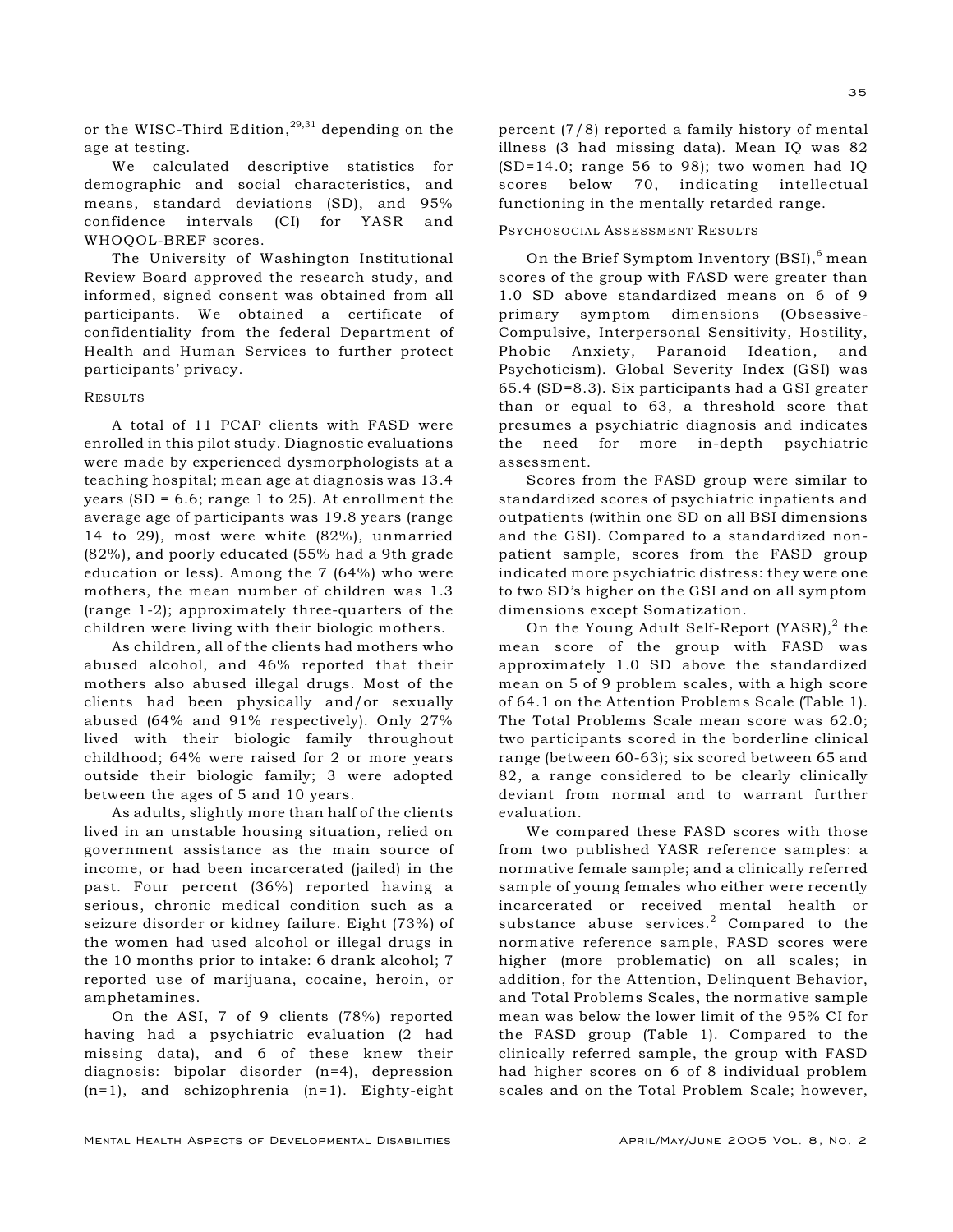or the WISC-Third Edition,[29,31] depending on the age at testing.

We calculated descriptive statistics for demographic and social characteristics, and means, standard deviations (SD), and 95% confidence intervals (CI) for YASR and WHOQOL-BREF scores.

The University of Washington Institutional Review Board approved the research study, and informed, signed consent was obtained from all participants. We obtained a certificate of confidentiality from the federal Department of Health and Human Services to further protect participants' privacy.

## Results

A total of 11 PCAP clients with FASD were enrolled in this pilot study. Diagnostic evaluations were made by experienced dysmorphologists at a teaching hospital; mean age at diagnosis was 13.4 years (SD = 6.6; range 1 to 25). At enrollment the average age of participants was 19.8 years (range 14 to 29), most were white (82%), unmarried (82%), and poorly educated (55% had a 9th grade education or less). Among the 7 (64%) who were mothers, the mean number of children was 1.3 (range 1-2); approximately three-quarters of the children were living with their biologic mothers.

As children, all of the clients had mothers who abused alcohol, and 46% reported that their mothers also abused illegal drugs. Most of the clients had been physically and/or sexually abused (64% and 91% respectively). Only 27% lived with their biologic family throughout childhood; 64% were raised for 2 or more years outside their biologic family; 3 were adopted between the ages of 5 and 10 years.

As adults, slightly more than half of the clients lived in an unstable housing situation, relied on government assistance as the main source of income, or had been incarcerated (jailed) in the past. Four percent (36%) reported having a serious, chronic medical condition such as a seizure disorder or kidney failure. Eight (73%) of the women had used alcohol or illegal drugs in the 10 months prior to intake: 6 drank alcohol; 7 reported use of marijuana, cocaine, heroin, or amphetamines.

On the ASI, 7 of 9 clients (78%) reported having had a psychiatric evaluation (2 had missing data), and 6 of these knew their diagnosis: bipolar disorder (n=4), depression (n=1), and schizophrenia (n=1). Eighty-eight percent (7/8) reported a family history of mental illness (3 had missing data). Mean IQ was 82 (SD=14.0; range 56 to 98); two women had IQ scores below 70, indicating intellectual functioning in the mentally retarded range.

### Psychosocial Assessment Results

On the Brief Symptom Inventory (BSI),[6] mean scores of the group with FASD were greater than 1.0 SD above standardized means on 6 of 9 primary symptom dimensions (Obsessive-Compulsive, Interpersonal Sensitivity, Hostility, Phobic Anxiety, Paranoid Ideation, and Psychoticism). Global Severity Index (GSI) was 65.4 (SD=8.3). Six participants had a GSI greater than or equal to 63, a threshold score that presumes a psychiatric diagnosis and indicates the need for more in-depth psychiatric assessment.

Scores from the FASD group were similar to standardized scores of psychiatric inpatients and outpatients (within one SD on all BSI dimensions and the GSI). Compared to a standardized non-patient sample, scores from the FASD group indicated more psychiatric distress: they were one to two SD's higher on the GSI and on all symptom dimensions except Somatization.

On the Young Adult Self-Report (YASR),[2] the mean score of the group with FASD was approximately 1.0 SD above the standardized mean on 5 of 9 problem scales, with a high score of 64.1 on the Attention Problems Scale (Table 1). The Total Problems Scale mean score was 62.0; two participants scored in the borderline clinical range (between 60-63); six scored between 65 and 82, a range considered to be clearly clinically deviant from normal and to warrant further evaluation.

We compared these FASD scores with those from two published YASR reference samples: a normative female sample; and a clinically referred sample of young females who either were recently incarcerated or received mental health or substance abuse services.[2] Compared to the normative reference sample, FASD scores were higher (more problematic) on all scales; in addition, for the Attention, Delinquent Behavior, and Total Problems Scales, the normative sample mean was below the lower limit of the 95% CI for the FASD group (Table 1). Compared to the clinically referred sample, the group with FASD had higher scores on 6 of 8 individual problem scales and on the Total Problem Scale; however,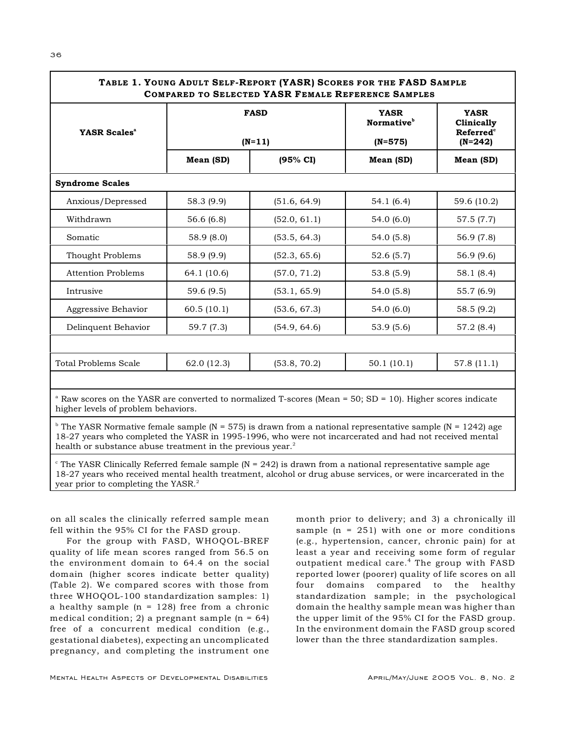**Table 1. Young Adult Self-Report (YASR) Scores for the FASD Sample Compared to Selected YASR Female Reference Samples**

| YASR Scales[a] | FASD (N=11) | | YASR Normative[b] (N=575) | YASR Clinically Referred[c] (N=242) |
|---|---|---|---|---|
| | Mean (SD) | (95% CI) | Mean (SD) | Mean (SD) |
| **Syndrome Scales** | | | | |
| Anxious/Depressed | 58.3 (9.9) | (51.6, 64.9) | 54.1 (6.4) | 59.6 (10.2) |
| Withdrawn | 56.6 (6.8) | (52.0, 61.1) | 54.0 (6.0) | 57.5 (7.7) |
| Somatic | 58.9 (8.0) | (53.5, 64.3) | 54.0 (5.8) | 56.9 (7.8) |
| Thought Problems | 58.9 (9.9) | (52.3, 65.6) | 52.6 (5.7) | 56.9 (9.6) |
| Attention Problems | 64.1 (10.6) | (57.0, 71.2) | 53.8 (5.9) | 58.1 (8.4) |
| Intrusive | 59.6 (9.5) | (53.1, 65.9) | 54.0 (5.8) | 55.7 (6.9) |
| Aggressive Behavior | 60.5 (10.1) | (53.6, 67.3) | 54.0 (6.0) | 58.5 (9.2) |
| Delinquent Behavior | 59.7 (7.3) | (54.9, 64.6) | 53.9 (5.6) | 57.2 (8.4) |
| Total Problems Scale | 62.0 (12.3) | (53.8, 70.2) | 50.1 (10.1) | 57.8 (11.1) |

[a] Raw scores on the YASR are converted to normalized T-scores (Mean = 50; SD = 10). Higher scores indicate higher levels of problem behaviors.

[b] The YASR Normative female sample (N = 575) is drawn from a national representative sample (N = 1242) age 18-27 years who completed the YASR in 1995-1996, who were not incarcerated and had not received mental health or substance abuse treatment in the previous year.[2]

[c] The YASR Clinically Referred female sample (N = 242) is drawn from a national representative sample age 18-27 years who received mental health treatment, alcohol or drug abuse services, or were incarcerated in the year prior to completing the YASR.[2]

on all scales the clinically referred sample mean fell within the 95% CI for the FASD group.

For the group with FASD, WHOQOL-BREF quality of life mean scores ranged from 56.5 on the environment domain to 64.4 on the social domain (higher scores indicate better quality) (Table 2). We compared scores with those from three WHOQOL-100 standardization samples: 1) a healthy sample (n = 128) free from a chronic medical condition; 2) a pregnant sample (n = 64) free of a concurrent medical condition (e.g., gestational diabetes), expecting an uncomplicated pregnancy, and completing the instrument one month prior to delivery; and 3) a chronically ill sample (n = 251) with one or more conditions (e.g., hypertension, cancer, chronic pain) for at least a year and receiving some form of regular outpatient medical care.[4] The group with FASD reported lower (poorer) quality of life scores on all four domains compared to the healthy standardization sample; in the psychological domain the healthy sample mean was higher than the upper limit of the 95% CI for the FASD group. In the environment domain the FASD group scored lower than the three standardization samples.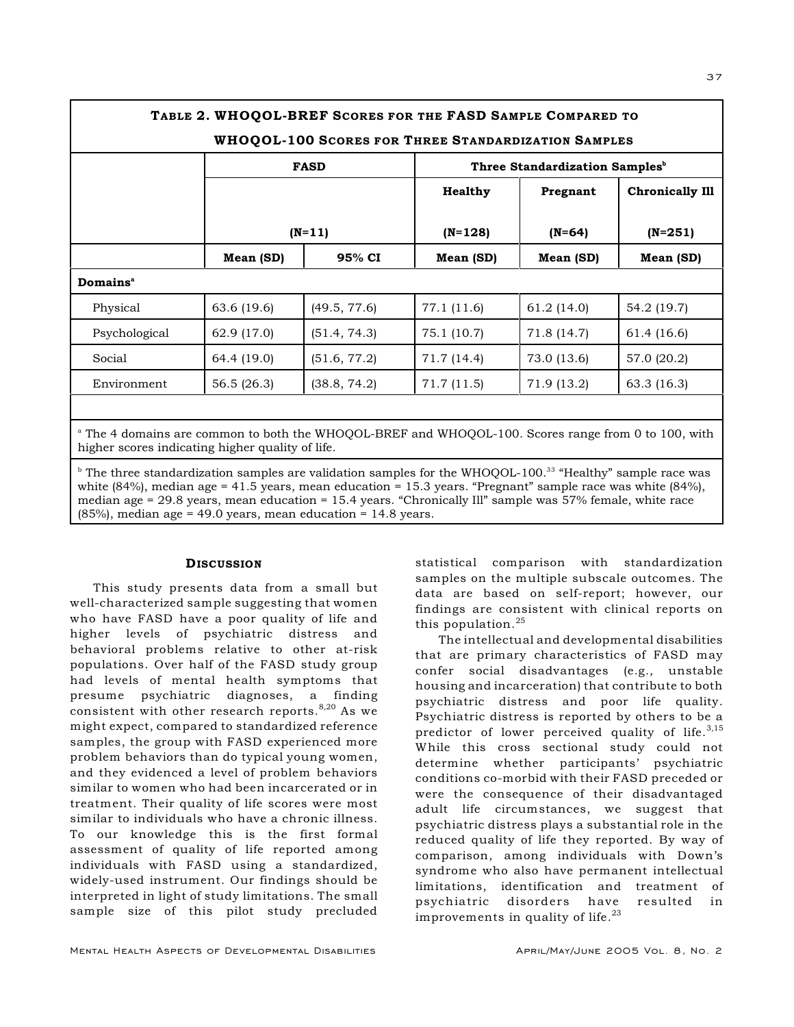**TABLE 2. WHOQOL-BREF SCORES FOR THE FASD SAMPLE COMPARED TO WHOQOL-100 SCORES FOR THREE STANDARDIZATION SAMPLES**

| | FASD | | Three Standardization Samples[b] | | |
|---|---|---|---|---|---|
| | | | Healthy | Pregnant | Chronically Ill |
| | (N=11) | | (N=128) | (N=64) | (N=251) |
| | Mean (SD) | 95% CI | Mean (SD) | Mean (SD) | Mean (SD) |
| **Domains[a]** | | | | | |
| Physical | 63.6 (19.6) | (49.5, 77.6) | 77.1 (11.6) | 61.2 (14.0) | 54.2 (19.7) |
| Psychological | 62.9 (17.0) | (51.4, 74.3) | 75.1 (10.7) | 71.8 (14.7) | 61.4 (16.6) |
| Social | 64.4 (19.0) | (51.6, 77.2) | 71.7 (14.4) | 73.0 (13.6) | 57.0 (20.2) |
| Environment | 56.5 (26.3) | (38.8, 74.2) | 71.7 (11.5) | 71.9 (13.2) | 63.3 (16.3) |

[a] The 4 domains are common to both the WHOQOL-BREF and WHOQOL-100. Scores range from 0 to 100, with higher scores indicating higher quality of life.

[b] The three standardization samples are validation samples for the WHOQOL-100.[33] "Healthy" sample race was white (84%), median age = 41.5 years, mean education = 15.3 years. "Pregnant" sample race was white (84%), median age = 29.8 years, mean education = 15.4 years. "Chronically Ill" sample was 57% female, white race (85%), median age = 49.0 years, mean education = 14.8 years.

## DISCUSSION

This study presents data from a small but well-characterized sample suggesting that women who have FASD have a poor quality of life and higher levels of psychiatric distress and behavioral problems relative to other at-risk populations. Over half of the FASD study group had levels of mental health symptoms that presume psychiatric diagnoses, a finding consistent with other research reports.[8,20] As we might expect, compared to standardized reference samples, the group with FASD experienced more problem behaviors than do typical young women, and they evidenced a level of problem behaviors similar to women who had been incarcerated or in treatment. Their quality of life scores were most similar to individuals who have a chronic illness. To our knowledge this is the first formal assessment of quality of life reported among individuals with FASD using a standardized, widely-used instrument. Our findings should be interpreted in light of study limitations. The small sample size of this pilot study precluded statistical comparison with standardization samples on the multiple subscale outcomes. The data are based on self-report; however, our findings are consistent with clinical reports on this population.[25]

The intellectual and developmental disabilities that are primary characteristics of FASD may confer social disadvantages (e.g., unstable housing and incarceration) that contribute to both psychiatric distress and poor life quality. Psychiatric distress is reported by others to be a predictor of lower perceived quality of life.[3,15] While this cross sectional study could not determine whether participants' psychiatric conditions co-morbid with their FASD preceded or were the consequence of their disadvantaged adult life circumstances, we suggest that psychiatric distress plays a substantial role in the reduced quality of life they reported. By way of comparison, among individuals with Down's syndrome who also have permanent intellectual limitations, identification and treatment of psychiatric disorders have resulted in improvements in quality of life.[23]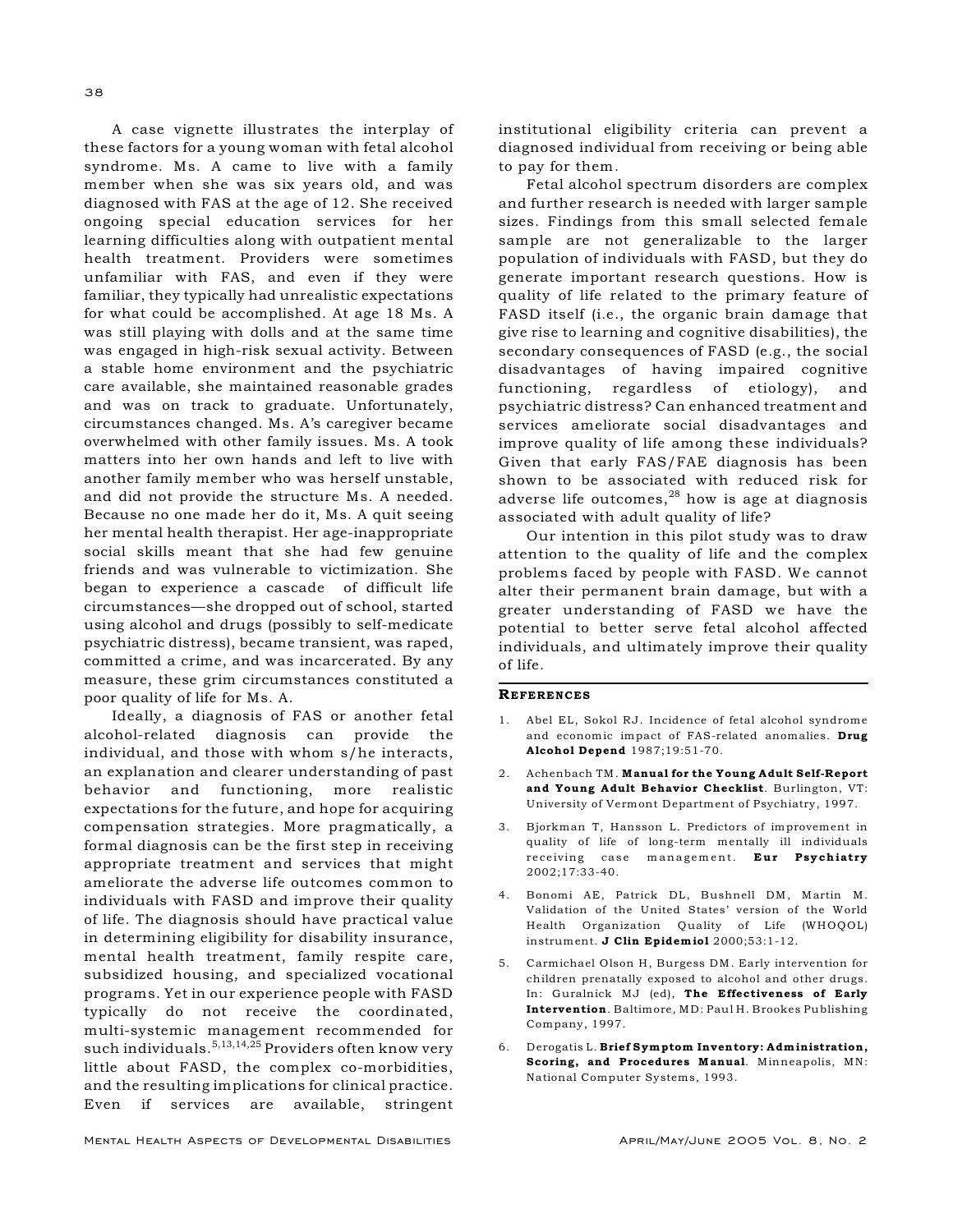A case vignette illustrates the interplay of these factors for a young woman with fetal alcohol syndrome. Ms. A came to live with a family member when she was six years old, and was diagnosed with FAS at the age of 12. She received ongoing special education services for her learning difficulties along with outpatient mental health treatment. Providers were sometimes unfamiliar with FAS, and even if they were familiar, they typically had unrealistic expectations for what could be accomplished. At age 18 Ms. A was still playing with dolls and at the same time was engaged in high-risk sexual activity. Between a stable home environment and the psychiatric care available, she maintained reasonable grades and was on track to graduate. Unfortunately, circumstances changed. Ms. A's caregiver became overwhelmed with other family issues. Ms. A took matters into her own hands and left to live with another family member who was herself unstable, and did not provide the structure Ms. A needed. Because no one made her do it, Ms. A quit seeing her mental health therapist. Her age-inappropriate social skills meant that she had few genuine friends and was vulnerable to victimization. She began to experience a cascade of difficult life circumstances—she dropped out of school, started using alcohol and drugs (possibly to self-medicate psychiatric distress), became transient, was raped, committed a crime, and was incarcerated. By any measure, these grim circumstances constituted a poor quality of life for Ms. A.

Ideally, a diagnosis of FAS or another fetal alcohol-related diagnosis can provide the individual, and those with whom s/he interacts, an explanation and clearer understanding of past behavior and functioning, more realistic expectations for the future, and hope for acquiring compensation strategies. More pragmatically, a formal diagnosis can be the first step in receiving appropriate treatment and services that might ameliorate the adverse life outcomes common to individuals with FASD and improve their quality of life. The diagnosis should have practical value in determining eligibility for disability insurance, mental health treatment, family respite care, subsidized housing, and specialized vocational programs. Yet in our experience people with FASD typically do not receive the coordinated, multi-systemic management recommended for such individuals.[5,13,14,25] Providers often know very little about FASD, the complex co-morbidities, and the resulting implications for clinical practice. Even if services are available, stringent institutional eligibility criteria can prevent a diagnosed individual from receiving or being able to pay for them.

Fetal alcohol spectrum disorders are complex and further research is needed with larger sample sizes. Findings from this small selected female sample are not generalizable to the larger population of individuals with FASD, but they do generate important research questions. How is quality of life related to the primary feature of FASD itself (i.e., the organic brain damage that give rise to learning and cognitive disabilities), the secondary consequences of FASD (e.g., the social disadvantages of having impaired cognitive functioning, regardless of etiology), and psychiatric distress? Can enhanced treatment and services ameliorate social disadvantages and improve quality of life among these individuals? Given that early FAS/FAE diagnosis has been shown to be associated with reduced risk for adverse life outcomes,[28] how is age at diagnosis associated with adult quality of life?

Our intention in this pilot study was to draw attention to the quality of life and the complex problems faced by people with FASD. We cannot alter their permanent brain damage, but with a greater understanding of FASD we have the potential to better serve fetal alcohol affected individuals, and ultimately improve their quality of life.

## References

1. Abel EL, Sokol RJ. Incidence of fetal alcohol syndrome and economic impact of FAS-related anomalies. **Drug Alcohol Depend** 1987;19:51-70.
2. Achenbach TM. **Manual for the Young Adult Self-Report and Young Adult Behavior Checklist**. Burlington, VT: University of Vermont Department of Psychiatry, 1997.
3. Bjorkman T, Hansson L. Predictors of improvement in quality of life of long-term mentally ill individuals receiving case management. **Eur Psychiatry** 2002;17:33-40.
4. Bonomi AE, Patrick DL, Bushnell DM, Martin M. Validation of the United States' version of the World Health Organization Quality of Life (WHOQOL) instrument. **J Clin Epidemiol** 2000;53:1-12.
5. Carmichael Olson H, Burgess DM. Early intervention for children prenatally exposed to alcohol and other drugs. In: Guralnick MJ (ed), **The Effectiveness of Early Intervention**. Baltimore, MD: Paul H. Brookes Publishing Company, 1997.
6. Derogatis L. **Brief Symptom Inventory: Administration, Scoring, and Procedures Manual**. Minneapolis, MN: National Computer Systems, 1993.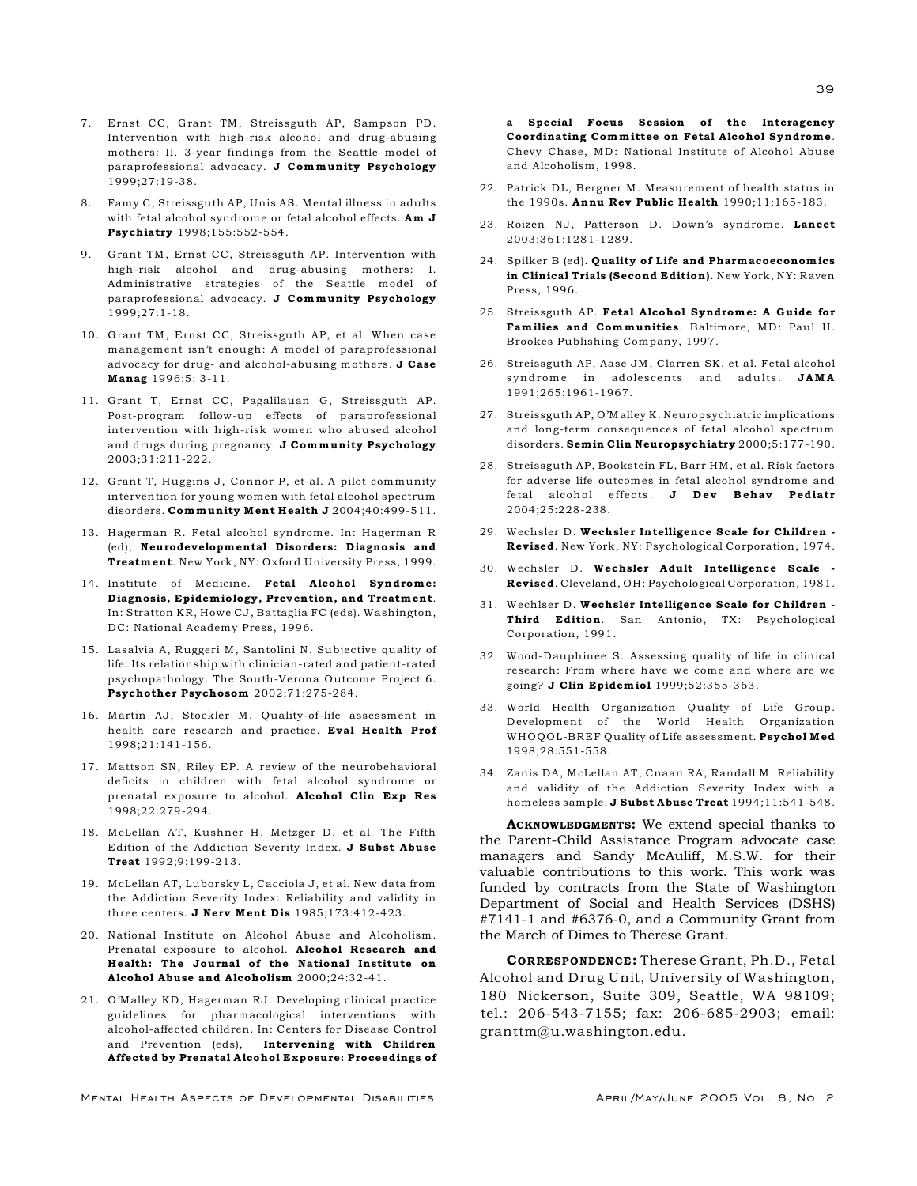7. Ernst CC, Grant TM, Streissguth AP, Sampson PD. Intervention with high-risk alcohol and drug-abusing mothers: II. 3-year findings from the Seattle model of paraprofessional advocacy. **J Community Psychology** 1999;27:19-38.

8. Famy C, Streissguth AP, Unis AS. Mental illness in adults with fetal alcohol syndrome or fetal alcohol effects. **Am J Psychiatry** 1998;155:552-554.

9. Grant TM, Ernst CC, Streissguth AP. Intervention with high-risk alcohol and drug-abusing mothers: I. Administrative strategies of the Seattle model of paraprofessional advocacy. **J Community Psychology** 1999;27:1-18.

10. Grant TM, Ernst CC, Streissguth AP, et al. When case management isn't enough: A model of paraprofessional advocacy for drug- and alcohol-abusing mothers. **J Case Manag** 1996;5: 3-11.

11. Grant T, Ernst CC, Pagalilauan G, Streissguth AP. Post-program follow-up effects of paraprofessional intervention with high-risk women who abused alcohol and drugs during pregnancy. **J Community Psychology** 2003;31:211-222.

12. Grant T, Huggins J, Connor P, et al. A pilot community intervention for young women with fetal alcohol spectrum disorders. **Community Ment Health J** 2004;40:499-511.

13. Hagerman R. Fetal alcohol syndrome. In: Hagerman R (ed), **Neurodevelopmental Disorders: Diagnosis and Treatment**. New York, NY: Oxford University Press, 1999.

14. Institute of Medicine. **Fetal Alcohol Syndrome: Diagnosis, Epidemiology, Prevention, and Treatment**. In: Stratton KR, Howe CJ, Battaglia FC (eds). Washington, DC: National Academy Press, 1996.

15. Lasalvia A, Ruggeri M, Santolini N. Subjective quality of life: Its relationship with clinician-rated and patient-rated psychopathology. The South-Verona Outcome Project 6. **Psychother Psychosom** 2002;71:275-284.

16. Martin AJ, Stockler M. Quality-of-life assessment in health care research and practice. **Eval Health Prof** 1998;21:141-156.

17. Mattson SN, Riley EP. A review of the neurobehavioral deficits in children with fetal alcohol syndrome or prenatal exposure to alcohol. **Alcohol Clin Exp Res** 1998;22:279-294.

18. McLellan AT, Kushner H, Metzger D, et al. The Fifth Edition of the Addiction Severity Index. **J Subst Abuse Treat** 1992;9:199-213.

19. McLellan AT, Luborsky L, Cacciola J, et al. New data from the Addiction Severity Index: Reliability and validity in three centers. **J Nerv Ment Dis** 1985;173:412-423.

20. National Institute on Alcohol Abuse and Alcoholism. Prenatal exposure to alcohol. **Alcohol Research and Health: The Journal of the National Institute on Alcohol Abuse and Alcoholism** 2000;24:32-41.

21. O'Malley KD, Hagerman RJ. Developing clinical practice guidelines for pharmacological interventions with alcohol-affected children. In: Centers for Disease Control and Prevention (eds), **Intervening with Children Affected by Prenatal Alcohol Exposure: Proceedings of a Special Focus Session of the Interagency Coordinating Committee on Fetal Alcohol Syndrome**. Chevy Chase, MD: National Institute of Alcohol Abuse and Alcoholism, 1998.

22. Patrick DL, Bergner M. Measurement of health status in the 1990s. **Annu Rev Public Health** 1990;11:165-183.

23. Roizen NJ, Patterson D. Down's syndrome. **Lancet** 2003;361:1281-1289.

24. Spilker B (ed). **Quality of Life and Pharmacoeconomics in Clinical Trials (Second Edition).** New York, NY: Raven Press, 1996.

25. Streissguth AP. **Fetal Alcohol Syndrome: A Guide for Families and Communities**. Baltimore, MD: Paul H. Brookes Publishing Company, 1997.

26. Streissguth AP, Aase JM, Clarren SK, et al. Fetal alcohol syndrome in adolescents and adults. **JAMA** 1991;265:1961-1967.

27. Streissguth AP, O'Malley K. Neuropsychiatric implications and long-term consequences of fetal alcohol spectrum disorders. **Semin Clin Neuropsychiatry** 2000;5:177-190.

28. Streissguth AP, Bookstein FL, Barr HM, et al. Risk factors for adverse life outcomes in fetal alcohol syndrome and fetal alcohol effects. **J Dev Behav Pediatr** 2004;25:228-238.

29. Wechsler D. **Wechsler Intelligence Scale for Children - Revised**. New York, NY: Psychological Corporation, 1974.

30. Wechsler D. **Wechsler Adult Intelligence Scale - Revised**. Cleveland, OH: Psychological Corporation, 1981.

31. Wechlser D. **Wechsler Intelligence Scale for Children - Third Edition**. San Antonio, TX: Psychological Corporation, 1991.

32. Wood-Dauphinee S. Assessing quality of life in clinical research: From where have we come and where are we going? **J Clin Epidemiol** 1999;52:355-363.

33. World Health Organization Quality of Life Group. Development of the World Health Organization WHOQOL-BREF Quality of Life assessment. **Psychol Med** 1998;28:551-558.

34. Zanis DA, McLellan AT, Cnaan RA, Randall M. Reliability and validity of the Addiction Severity Index with a homeless sample. **J Subst Abuse Treat** 1994;11:541-548.

**ACKNOWLEDGMENTS:** We extend special thanks to the Parent-Child Assistance Program advocate case managers and Sandy McAuliff, M.S.W. for their valuable contributions to this work. This work was funded by contracts from the State of Washington Department of Social and Health Services (DSHS) #7141-1 and #6376-0, and a Community Grant from the March of Dimes to Therese Grant.

**CORRESPONDENCE:** Therese Grant, Ph.D., Fetal Alcohol and Drug Unit, University of Washington, 180 Nickerson, Suite 309, Seattle, WA 98109; tel.: 206-543-7155; fax: 206-685-2903; email: granttm@u.washington.edu.